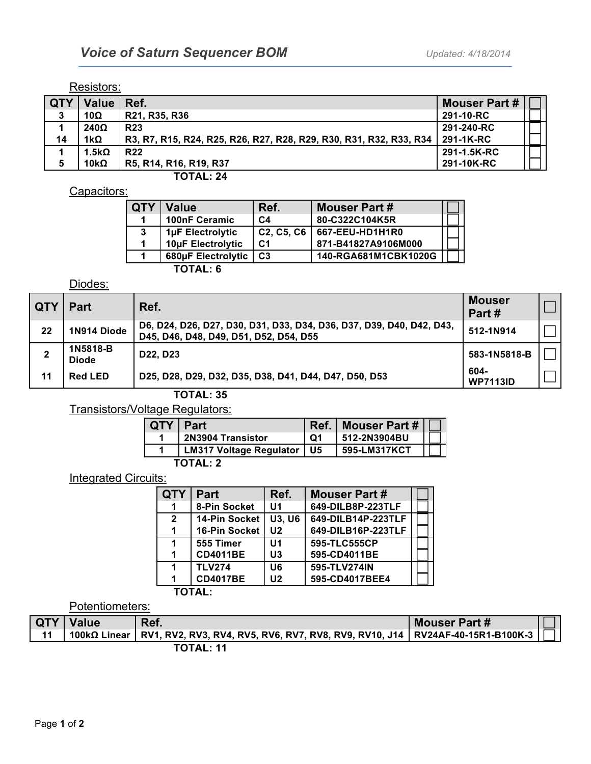# Voice of Saturn Sequencer BOM

*Updated: 4/18/2014*

Resistors:

| QTY | Value | Ref. | Mouser Part # | ☐ |
|---|---|---|---|---|
| 3 | 10Ω | R21, R35, R36 | 291-10-RC | ☐ |
| 1 | 240Ω | R23 | 291-240-RC | ☐ |
| 14 | 1kΩ | R3, R7, R15, R24, R25, R26, R27, R28, R29, R30, R31, R32, R33, R34 | 291-1K-RC | ☐ |
| 1 | 1.5kΩ | R22 | 291-1.5K-RC | ☐ |
| 5 | 10kΩ | R5, R14, R16, R19, R37 | 291-10K-RC | ☐ |

**TOTAL: 24**

Capacitors:

| QTY | Value | Ref. | Mouser Part # | ☐ |
|---|---|---|---|---|
| 1 | 100nF Ceramic | C4 | 80-C322C104K5R | ☐ |
| 3 | 1µF Electrolytic | C2, C5, C6 | 667-EEU-HD1H1R0 | ☐ |
| 1 | 10µF Electrolytic | C1 | 871-B41827A9106M000 | ☐ |
| 1 | 680µF Electrolytic | C3 | 140-RGA681M1CBK1020G | ☐ |

**TOTAL: 6**

Diodes:

| QTY | Part | Ref. | Mouser Part # | ☐ |
|---|---|---|---|---|
| 22 | 1N914 Diode | D6, D24, D26, D27, D30, D31, D33, D34, D36, D37, D39, D40, D42, D43, D45, D46, D48, D49, D51, D52, D54, D55 | 512-1N914 | ☐ |
| 2 | 1N5818-B Diode | D22, D23 | 583-1N5818-B | ☐ |
| 11 | Red LED | D25, D28, D29, D32, D35, D38, D41, D44, D47, D50, D53 | 604-WP7113ID | ☐ |

**TOTAL: 35**

Transistors/Voltage Regulators:

| QTY | Part | Ref. | Mouser Part # | ☐ |
|---|---|---|---|---|
| 1 | 2N3904 Transistor | Q1 | 512-2N3904BU | ☐ |
| 1 | LM317 Voltage Regulator | U5 | 595-LM317KCT | ☐ |

**TOTAL: 2**

Integrated Circuits:

| QTY | Part | Ref. | Mouser Part # | ☐ |
|---|---|---|---|---|
| 1 | 8-Pin Socket | U1 | 649-DILB8P-223TLF | ☐ |
| 2 | 14-Pin Socket | U3, U6 | 649-DILB14P-223TLF | ☐ |
| 1 | 16-Pin Socket | U2 | 649-DILB16P-223TLF | ☐ |
| 1 | 555 Timer | U1 | 595-TLC555CP | ☐ |
| 1 | CD4011BE | U3 | 595-CD4011BE | ☐ |
| 1 | TLV274 | U6 | 595-TLV274IN | ☐ |
| 1 | CD4017BE | U2 | 595-CD4017BEE4 | ☐ |

**TOTAL:**

Potentiometers:

| QTY | Value | Ref. | Mouser Part # | ☐ |
|---|---|---|---|---|
| 11 | 100kΩ Linear | RV1, RV2, RV3, RV4, RV5, RV6, RV7, RV8, RV9, RV10, J14 | RV24AF-40-15R1-B100K-3 | ☐ |

**TOTAL: 11**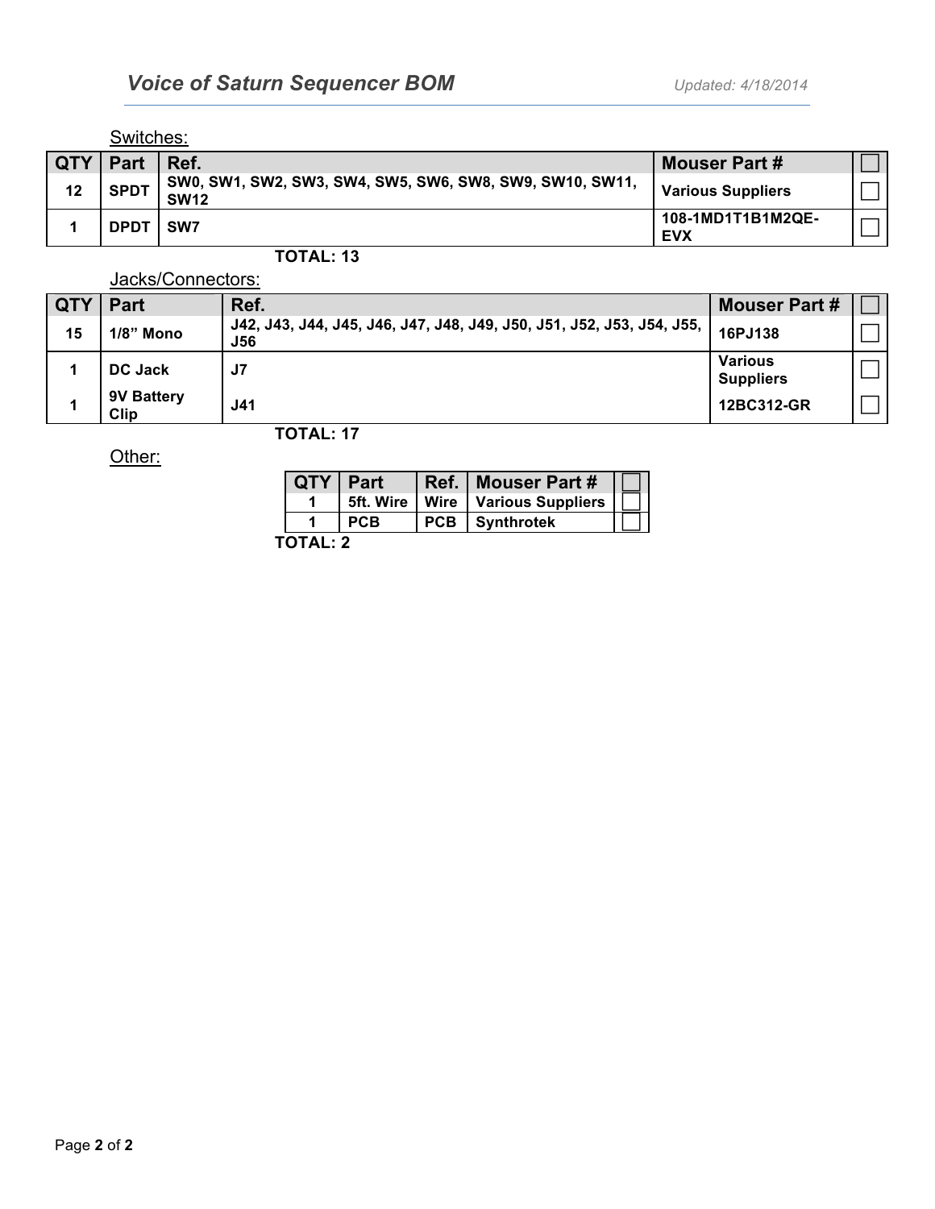# Voice of Saturn Sequencer BOM

*Updated: 4/18/2014*

Switches:

| QTY | Part | Ref. | Mouser Part # | ☐ |
|---|---|---|---|---|
| 12 | SPDT | SW0, SW1, SW2, SW3, SW4, SW5, SW6, SW8, SW9, SW10, SW11, SW12 | Various Suppliers | ☐ |
| 1 | DPDT | SW7 | 108-1MD1T1B1M2QE-EVX | ☐ |

**TOTAL: 13**

Jacks/Connectors:

| QTY | Part | Ref. | Mouser Part # | ☐ |
|---|---|---|---|---|
| 15 | 1/8" Mono | J42, J43, J44, J45, J46, J47, J48, J49, J50, J51, J52, J53, J54, J55, J56 | 16PJ138 | ☐ |
| 1 | DC Jack | J7 | Various Suppliers | ☐ |
| 1 | 9V Battery Clip | J41 | 12BC312-GR | ☐ |

**TOTAL: 17**

Other:

| QTY | Part | Ref. | Mouser Part # | ☐ |
|---|---|---|---|---|
| 1 | 5ft. Wire | Wire | Various Suppliers | ☐ |
| 1 | PCB | PCB | Synthrotek | ☐ |

**TOTAL: 2**